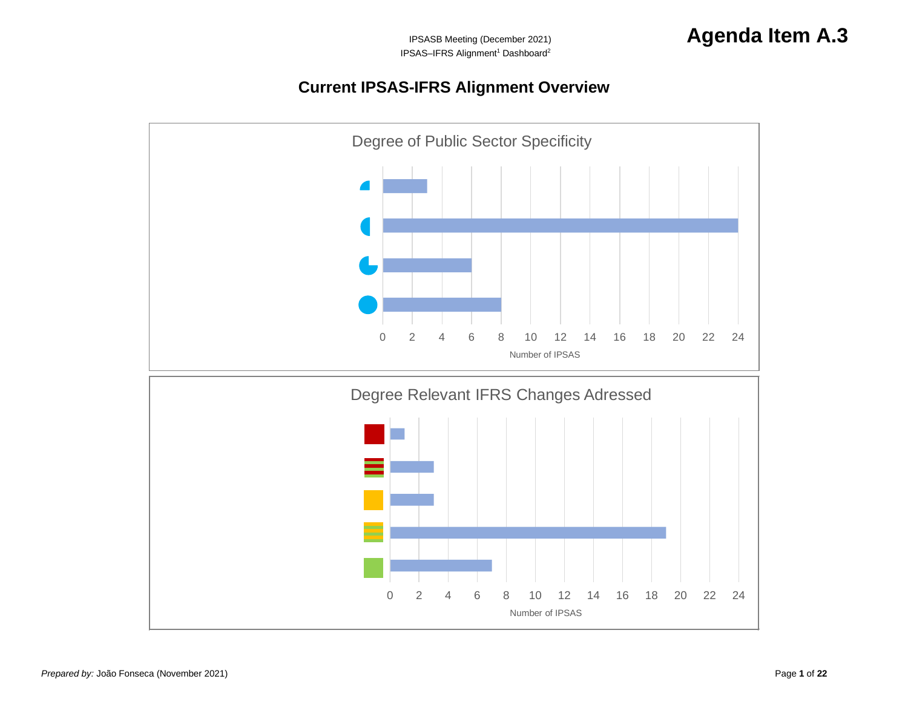IPSASB Meeting (December 2021)
IPSAS–IFRS Alignment[1] Dashboard[2]

**Agenda Item A.3**

# Current IPSAS-IFRS Alignment Overview

## Degree of Public Sector Specificity

| Degree of Public Sector Specificity | Number of IPSAS |
|---|---|
| Quarter circle | 3 |
| Half circle | 24 |
| Three-quarter circle | 6 |
| Full circle | 8 |

Number of IPSAS

## Degree Relevant IFRS Changes Adressed

| Degree Relevant IFRS Changes Adressed | Number of IPSAS |
|---|---|
| Red | 1 |
| Red/green striped | 3 |
| Yellow | 3 |
| Yellow/green striped | 19 |
| Green | 7 |

Number of IPSAS

*Prepared by:* João Fonseca (November 2021)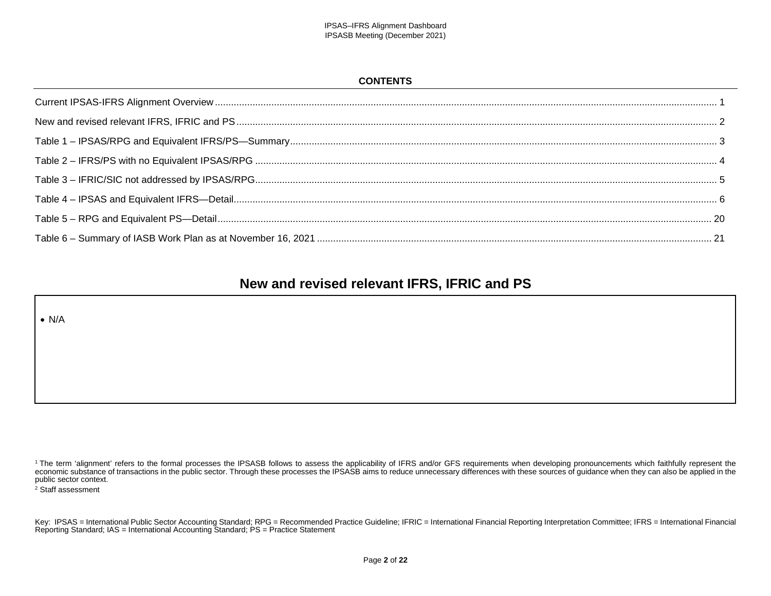**CONTENTS**

Current IPSAS-IFRS Alignment Overview ..... 1

New and revised relevant IFRS, IFRIC and PS ..... 2

Table 1 – IPSAS/RPG and Equivalent IFRS/PS—Summary ..... 3

Table 2 – IFRS/PS with no Equivalent IPSAS/RPG ..... 4

Table 3 – IFRIC/SIC not addressed by IPSAS/RPG ..... 5

Table 4 – IPSAS and Equivalent IFRS—Detail ..... 6

Table 5 – RPG and Equivalent PS—Detail ..... 20

Table 6 – Summary of IASB Work Plan as at November 16, 2021 ..... 21

## New and revised relevant IFRS, IFRIC and PS

- N/A

[1] The term 'alignment' refers to the formal processes the IPSASB follows to assess the applicability of IFRS and/or GFS requirements when developing pronouncements which faithfully represent the economic substance of transactions in the public sector. Through these processes the IPSASB aims to reduce unnecessary differences with these sources of guidance when they can also be applied in the public sector context.

[2] Staff assessment

Key: IPSAS = International Public Sector Accounting Standard; RPG = Recommended Practice Guideline; IFRIC = International Financial Reporting Interpretation Committee; IFRS = International Financial Reporting Standard; IAS = International Accounting Standard; PS = Practice Statement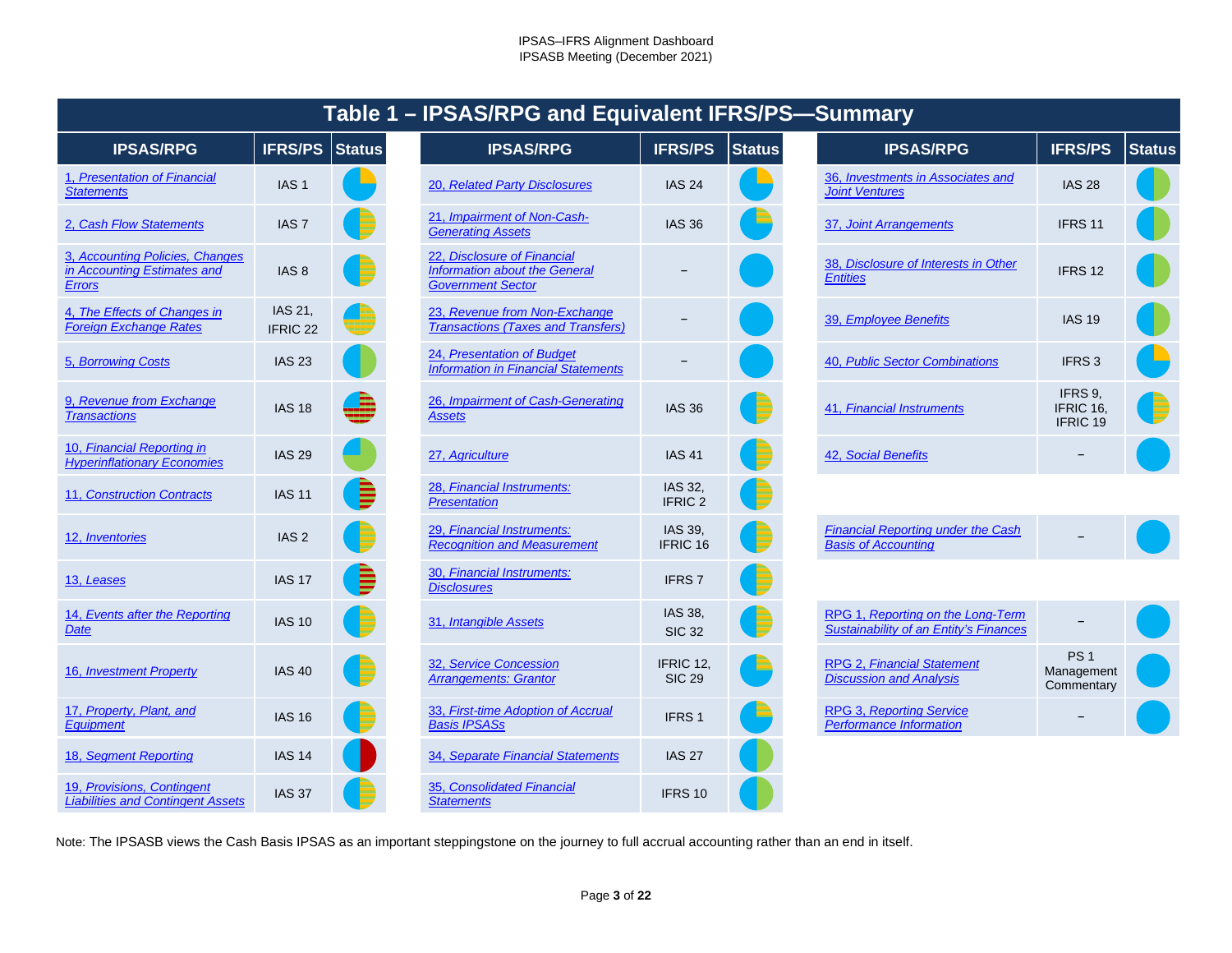# Table 1 – IPSAS/RPG and Equivalent IFRS/PS—Summary

| IPSAS/RPG | IFRS/PS | Status |
|---|---|---|
| 1, Presentation of Financial Statements | IAS 1 | |
| 2, Cash Flow Statements | IAS 7 | |
| 3, Accounting Policies, Changes in Accounting Estimates and Errors | IAS 8 | |
| 4, The Effects of Changes in Foreign Exchange Rates | IAS 21, IFRIC 22 | |
| 5, Borrowing Costs | IAS 23 | |
| 9, Revenue from Exchange Transactions | IAS 18 | |
| 10, Financial Reporting in Hyperinflationary Economies | IAS 29 | |
| 11, Construction Contracts | IAS 11 | |
| 12, Inventories | IAS 2 | |
| 13, Leases | IAS 17 | |
| 14, Events after the Reporting Date | IAS 10 | |
| 16, Investment Property | IAS 40 | |
| 17, Property, Plant, and Equipment | IAS 16 | |
| 18, Segment Reporting | IAS 14 | |
| 19, Provisions, Contingent Liabilities and Contingent Assets | IAS 37 | |
| 20, Related Party Disclosures | IAS 24 | |
| 21, Impairment of Non-Cash-Generating Assets | IAS 36 | |
| 22, Disclosure of Financial Information about the General Government Sector | – | |
| 23, Revenue from Non-Exchange Transactions (Taxes and Transfers) | – | |
| 24, Presentation of Budget Information in Financial Statements | – | |
| 26, Impairment of Cash-Generating Assets | IAS 36 | |
| 27, Agriculture | IAS 41 | |
| 28, Financial Instruments: Presentation | IAS 32, IFRIC 2 | |
| 29, Financial Instruments: Recognition and Measurement | IAS 39, IFRIC 16 | |
| 30, Financial Instruments: Disclosures | IFRS 7 | |
| 31, Intangible Assets | IAS 38, SIC 32 | |
| 32, Service Concession Arrangements: Grantor | IFRIC 12, SIC 29 | |
| 33, First-time Adoption of Accrual Basis IPSASs | IFRS 1 | |
| 34, Separate Financial Statements | IAS 27 | |
| 35, Consolidated Financial Statements | IFRS 10 | |
| 36, Investments in Associates and Joint Ventures | IAS 28 | |
| 37, Joint Arrangements | IFRS 11 | |
| 38, Disclosure of Interests in Other Entities | IFRS 12 | |
| 39, Employee Benefits | IAS 19 | |
| 40, Public Sector Combinations | IFRS 3 | |
| 41, Financial Instruments | IFRS 9, IFRIC 16, IFRIC 19 | |
| 42, Social Benefits | – | |
| Financial Reporting under the Cash Basis of Accounting | – | |
| RPG 1, Reporting on the Long-Term Sustainability of an Entity's Finances | – | |
| RPG 2, Financial Statement Discussion and Analysis | PS 1 Management Commentary | |
| RPG 3, Reporting Service Performance Information | – | |

Note: The IPSASB views the Cash Basis IPSAS as an important steppingstone on the journey to full accrual accounting rather than an end in itself.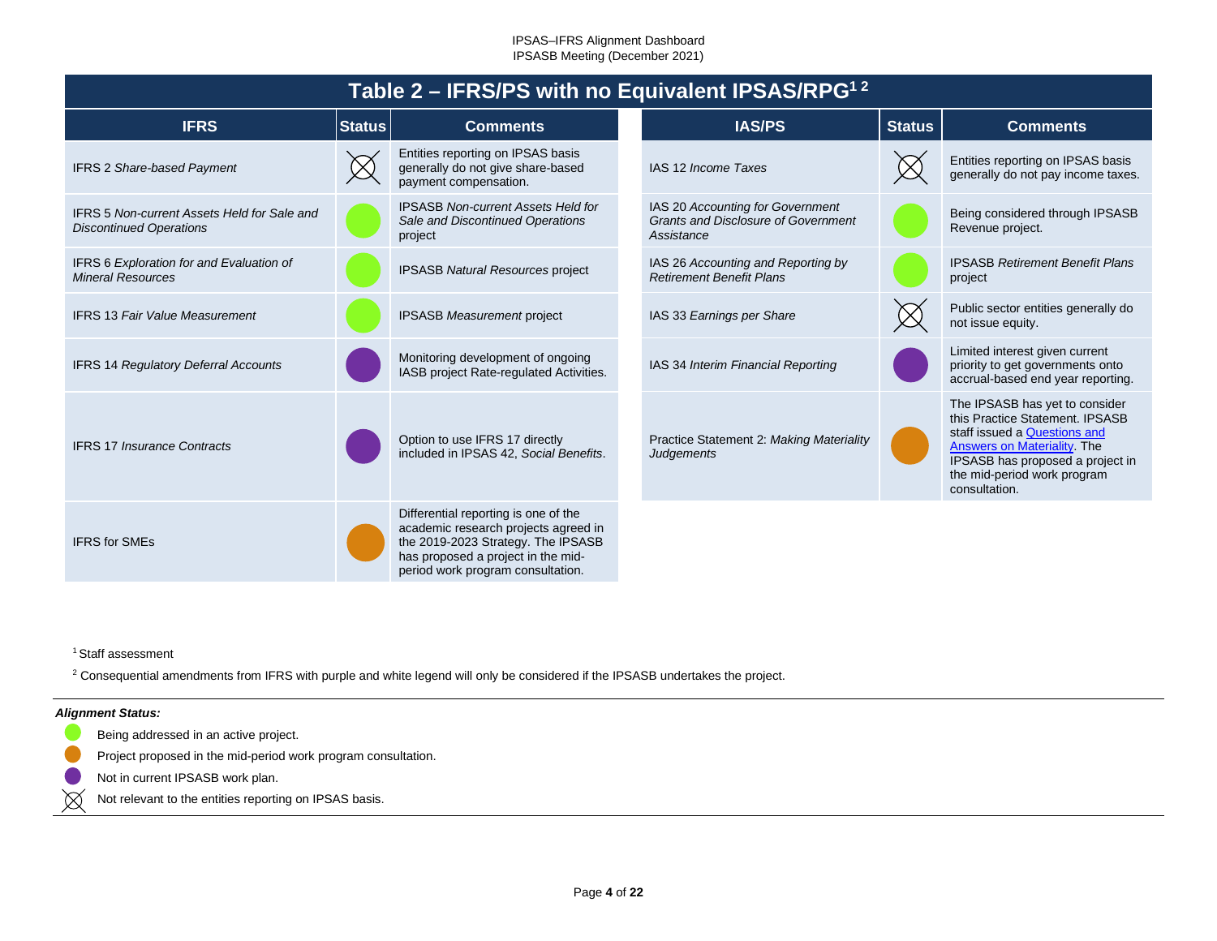## Table 2 – IFRS/PS with no Equivalent IPSAS/RPG[1 2]

| IFRS | Status | Comments |
|---|---|---|
| IFRS 2 *Share-based Payment* | ⊗ | Entities reporting on IPSAS basis generally do not give share-based payment compensation. |
| IFRS 5 *Non-current Assets Held for Sale and Discontinued Operations* | Green | IPSASB *Non-current Assets Held for Sale and Discontinued Operations* project |
| IFRS 6 *Exploration for and Evaluation of Mineral Resources* | Green | IPSASB *Natural Resources* project |
| IFRS 13 *Fair Value Measurement* | Green | IPSASB *Measurement* project |
| IFRS 14 *Regulatory Deferral Accounts* | Purple | Monitoring development of ongoing IASB project Rate-regulated Activities. |
| IFRS 17 *Insurance Contracts* | Purple | Option to use IFRS 17 directly included in IPSAS 42, *Social Benefits*. |
| IFRS for SMEs | Orange | Differential reporting is one of the academic research projects agreed in the 2019-2023 Strategy. The IPSASB has proposed a project in the mid-period work program consultation. |

| IAS/PS | Status | Comments |
|---|---|---|
| IAS 12 *Income Taxes* | ⊗ | Entities reporting on IPSAS basis generally do not pay income taxes. |
| IAS 20 *Accounting for Government Grants and Disclosure of Government Assistance* | Green | Being considered through IPSASB Revenue project. |
| IAS 26 *Accounting and Reporting by Retirement Benefit Plans* | Green | IPSASB *Retirement Benefit Plans* project |
| IAS 33 *Earnings per Share* | ⊗ | Public sector entities generally do not issue equity. |
| IAS 34 *Interim Financial Reporting* | Purple | Limited interest given current priority to get governments onto accrual-based end year reporting. |
| Practice Statement 2: *Making Materiality Judgements* | Orange | The IPSASB has yet to consider this Practice Statement. IPSASB staff issued a Questions and Answers on Materiality. The IPSASB has proposed a project in the mid-period work program consultation. |

[1] Staff assessment

[2] Consequential amendments from IFRS with purple and white legend will only be considered if the IPSASB undertakes the project.

***Alignment Status:***

- Green: Being addressed in an active project.
- Orange: Project proposed in the mid-period work program consultation.
- Purple: Not in current IPSASB work plan.
- ⊗: Not relevant to the entities reporting on IPSAS basis.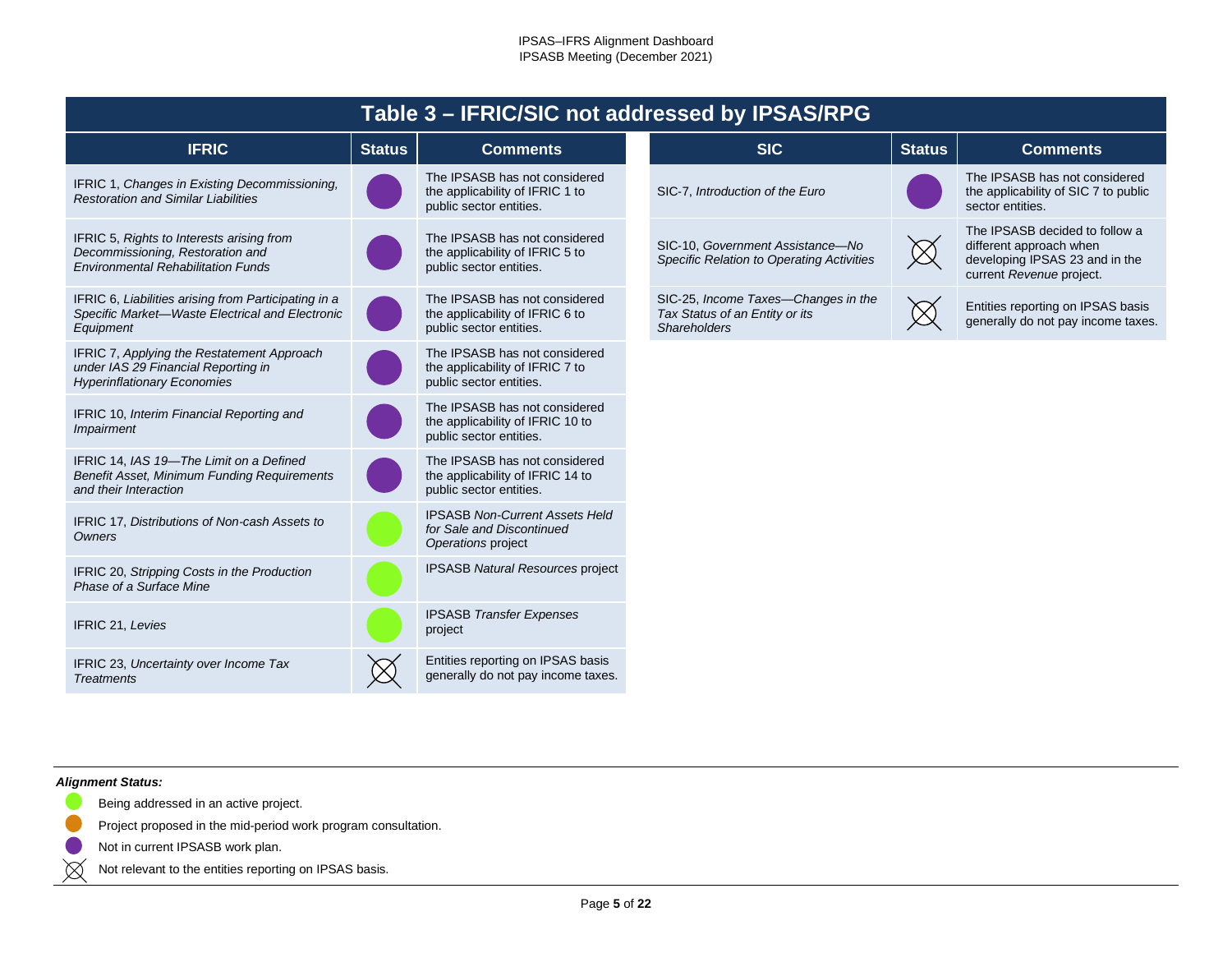## Table 3 – IFRIC/SIC not addressed by IPSAS/RPG

| IFRIC | Status | Comments |
|---|---|---|
| IFRIC 1, *Changes in Existing Decommissioning, Restoration and Similar Liabilities* | Not in current IPSASB work plan | The IPSASB has not considered the applicability of IFRIC 1 to public sector entities. |
| IFRIC 5, *Rights to Interests arising from Decommissioning, Restoration and Environmental Rehabilitation Funds* | Not in current IPSASB work plan | The IPSASB has not considered the applicability of IFRIC 5 to public sector entities. |
| IFRIC 6, *Liabilities arising from Participating in a Specific Market—Waste Electrical and Electronic Equipment* | Not in current IPSASB work plan | The IPSASB has not considered the applicability of IFRIC 6 to public sector entities. |
| IFRIC 7, *Applying the Restatement Approach under IAS 29 Financial Reporting in Hyperinflationary Economies* | Not in current IPSASB work plan | The IPSASB has not considered the applicability of IFRIC 7 to public sector entities. |
| IFRIC 10, *Interim Financial Reporting and Impairment* | Not in current IPSASB work plan | The IPSASB has not considered the applicability of IFRIC 10 to public sector entities. |
| IFRIC 14, *IAS 19—The Limit on a Defined Benefit Asset, Minimum Funding Requirements and their Interaction* | Not in current IPSASB work plan | The IPSASB has not considered the applicability of IFRIC 14 to public sector entities. |
| IFRIC 17, *Distributions of Non-cash Assets to Owners* | Being addressed in an active project | IPSASB *Non-Current Assets Held for Sale and Discontinued Operations* project |
| IFRIC 20, *Stripping Costs in the Production Phase of a Surface Mine* | Being addressed in an active project | IPSASB *Natural Resources* project |
| IFRIC 21, *Levies* | Being addressed in an active project | IPSASB *Transfer Expenses* project |
| IFRIC 23, *Uncertainty over Income Tax Treatments* | Not relevant to the entities reporting on IPSAS basis | Entities reporting on IPSAS basis generally do not pay income taxes. |

| SIC | Status | Comments |
|---|---|---|
| SIC-7, *Introduction of the Euro* | Not in current IPSASB work plan | The IPSASB has not considered the applicability of SIC 7 to public sector entities. |
| SIC-10, *Government Assistance—No Specific Relation to Operating Activities* | Not relevant to the entities reporting on IPSAS basis | The IPSASB decided to follow a different approach when developing IPSAS 23 and in the current *Revenue* project. |
| SIC-25, *Income Taxes—Changes in the Tax Status of an Entity or its Shareholders* | Not relevant to the entities reporting on IPSAS basis | Entities reporting on IPSAS basis generally do not pay income taxes. |

***Alignment Status:***

- (Green) Being addressed in an active project.
- (Orange) Project proposed in the mid-period work program consultation.
- (Purple) Not in current IPSASB work plan.
- (Crossed circle) Not relevant to the entities reporting on IPSAS basis.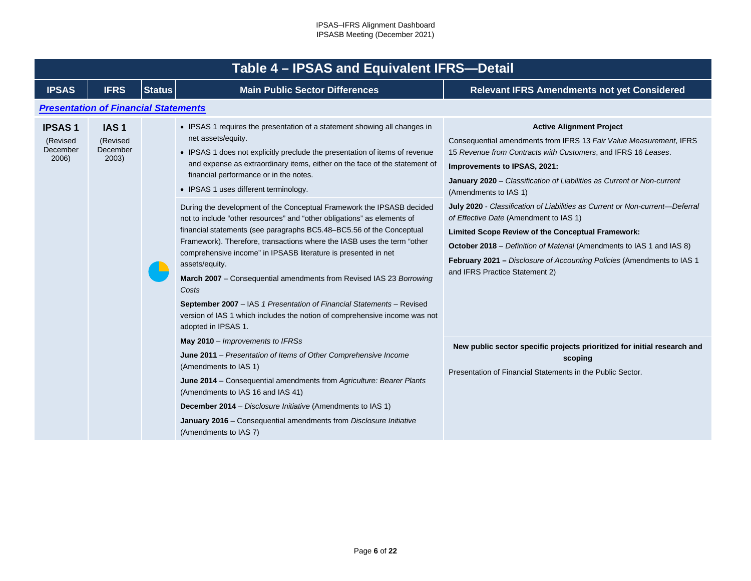## Table 4 – IPSAS and Equivalent IFRS—Detail

| IPSAS | IFRS | Status | Main Public Sector Differences | Relevant IFRS Amendments not yet Considered |
|---|---|---|---|---|
| ***Presentation of Financial Statements*** | | | | |
| **IPSAS 1** (Revised December 2006) | **IAS 1** (Revised December 2003) | | • IPSAS 1 requires the presentation of a statement showing all changes in net assets/equity.<br>• IPSAS 1 does not explicitly preclude the presentation of items of revenue and expense as extraordinary items, either on the face of the statement of financial performance or in the notes.<br>• IPSAS 1 uses different terminology.<br><br>During the development of the Conceptual Framework the IPSASB decided not to include "other resources" and "other obligations" as elements of financial statements (see paragraphs BC5.48–BC5.56 of the Conceptual Framework). Therefore, transactions where the IASB uses the term "other comprehensive income" in IPSASB literature is presented in net assets/equity.<br><br>**March 2007** – Consequential amendments from Revised IAS 23 *Borrowing Costs*<br><br>**September 2007** – IAS *1 Presentation of Financial Statements* – Revised version of IAS 1 which includes the notion of comprehensive income was not adopted in IPSAS 1.<br><br>**May 2010** – *Improvements to IFRSs*<br><br>**June 2011** – *Presentation of Items of Other Comprehensive Income* (Amendments to IAS 1)<br><br>**June 2014** – Consequential amendments from *Agriculture: Bearer Plants* (Amendments to IAS 16 and IAS 41)<br><br>**December 2014** – *Disclosure Initiative* (Amendments to IAS 1)<br><br>**January 2016** – Consequential amendments from *Disclosure Initiative* (Amendments to IAS 7) | **Active Alignment Project**<br><br>Consequential amendments from IFRS 13 *Fair Value Measurement*, IFRS 15 *Revenue from Contracts with Customers*, and IFRS 16 *Leases*.<br><br>**Improvements to IPSAS, 2021:**<br><br>**January 2020** – *Classification of Liabilities as Current or Non-current* (Amendments to IAS 1)<br><br>**July 2020** - *Classification of Liabilities as Current or Non-current—Deferral of Effective Date* (Amendment to IAS 1)<br><br>**Limited Scope Review of the Conceptual Framework:**<br><br>**October 2018** – *Definition of Material* (Amendments to IAS 1 and IAS 8)<br><br>**February 2021 –** *Disclosure of Accounting Policies* (Amendments to IAS 1 and IFRS Practice Statement 2)<br><br>**New public sector specific projects prioritized for initial research and scoping**<br><br>Presentation of Financial Statements in the Public Sector. |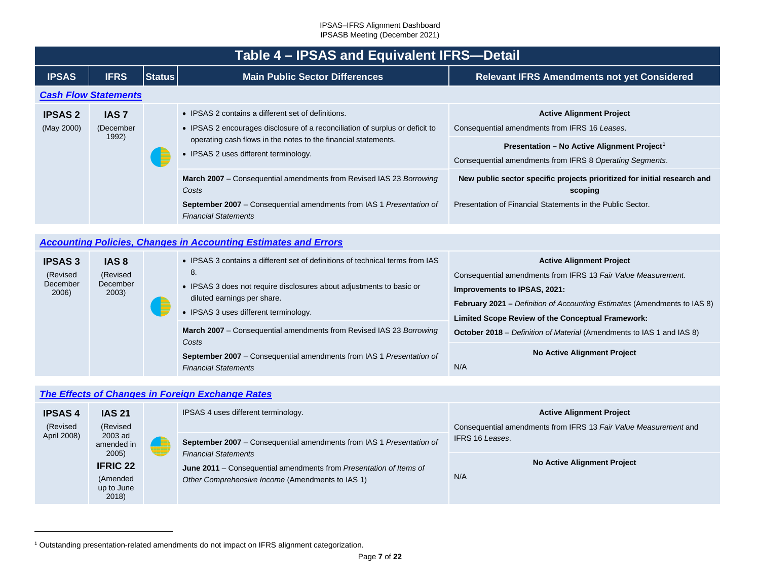## Table 4 – IPSAS and Equivalent IFRS—Detail

| IPSAS | IFRS | Status | Main Public Sector Differences | Relevant IFRS Amendments not yet Considered |
|---|---|---|---|---|
| ***Cash Flow Statements*** | | | | |
| **IPSAS 2** (May 2000) | **IAS 7** (December 1992) | | • IPSAS 2 contains a different set of definitions.<br>• IPSAS 2 encourages disclosure of a reconciliation of surplus or deficit to operating cash flows in the notes to the financial statements.<br>• IPSAS 2 uses different terminology. | **Active Alignment Project**<br>Consequential amendments from IFRS 16 *Leases*.<br>**Presentation – No Active Alignment Project**[1]<br>Consequential amendments from IFRS 8 *Operating Segments*. |
| | | | **March 2007** – Consequential amendments from Revised IAS 23 *Borrowing Costs*<br>**September 2007** – Consequential amendments from IAS 1 *Presentation of Financial Statements* | **New public sector specific projects prioritized for initial research and scoping**<br>Presentation of Financial Statements in the Public Sector. |
| ***Accounting Policies, Changes in Accounting Estimates and Errors*** | | | | |
| **IPSAS 3** (Revised December 2006) | **IAS 8** (Revised December 2003) | | • IPSAS 3 contains a different set of definitions of technical terms from IAS 8.<br>• IPSAS 3 does not require disclosures about adjustments to basic or diluted earnings per share.<br>• IPSAS 3 uses different terminology. | **Active Alignment Project**<br>Consequential amendments from IFRS 13 *Fair Value Measurement*.<br>**Improvements to IPSAS, 2021:**<br>**February 2021 –** *Definition of Accounting Estimates* (Amendments to IAS 8)<br>**Limited Scope Review of the Conceptual Framework:**<br>**October 2018** – *Definition of Material* (Amendments to IAS 1 and IAS 8) |
| | | | **March 2007** – Consequential amendments from Revised IAS 23 *Borrowing Costs*<br>**September 2007** – Consequential amendments from IAS 1 *Presentation of Financial Statements* | **No Active Alignment Project**<br>N/A |
| ***The Effects of Changes in Foreign Exchange Rates*** | | | | |
| **IPSAS 4** (Revised April 2008) | **IAS 21** (Revised 2003 ad amended in 2005)<br>**IFRIC 22** (Amended up to June 2018) | | IPSAS 4 uses different terminology. | **Active Alignment Project**<br>Consequential amendments from IFRS 13 *Fair Value Measurement* and IFRS 16 *Leases*. |
| | | | **September 2007** – Consequential amendments from IAS 1 *Presentation of Financial Statements*<br>**June 2011** – Consequential amendments from *Presentation of Items of Other Comprehensive Income* (Amendments to IAS 1) | **No Active Alignment Project**<br>N/A |

[1] Outstanding presentation-related amendments do not impact on IFRS alignment categorization.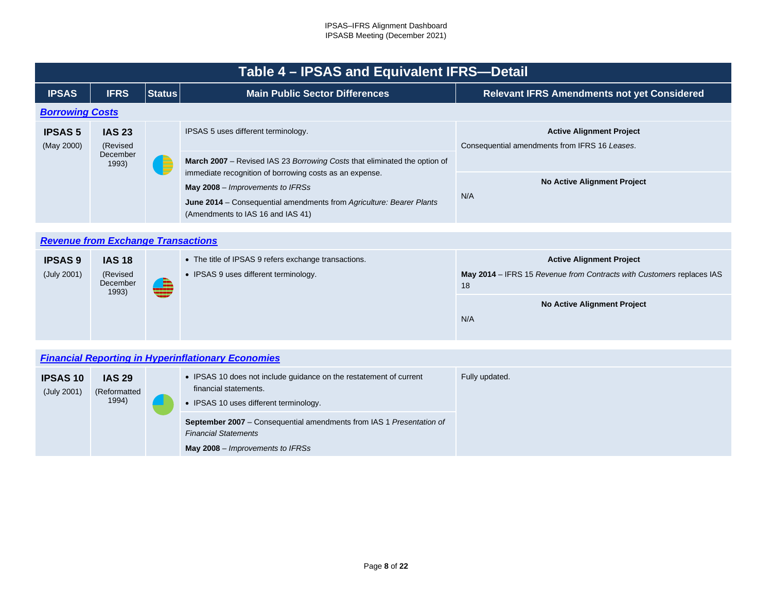# Table 4 – IPSAS and Equivalent IFRS—Detail

| IPSAS | IFRS | Status | Main Public Sector Differences | Relevant IFRS Amendments not yet Considered |
|---|---|---|---|---|
| ***Borrowing Costs*** | | | | |
| **IPSAS 5** (May 2000) | **IAS 23** (Revised December 1993) | | IPSAS 5 uses different terminology. | **Active Alignment Project**<br>Consequential amendments from IFRS 16 *Leases*. |
| | | | **March 2007** – Revised IAS 23 *Borrowing Costs* that eliminated the option of immediate recognition of borrowing costs as an expense.<br>**May 2008** – *Improvements to IFRSs*<br>**June 2014** – Consequential amendments from *Agriculture: Bearer Plants* (Amendments to IAS 16 and IAS 41) | **No Active Alignment Project**<br>N/A |
| ***Revenue from Exchange Transactions*** | | | | |
| **IPSAS 9** (July 2001) | **IAS 18** (Revised December 1993) | | • The title of IPSAS 9 refers exchange transactions.<br>• IPSAS 9 uses different terminology. | **Active Alignment Project**<br>**May 2014** – IFRS 15 *Revenue from Contracts with Customers* replaces IAS 18 |
| | | | | **No Active Alignment Project**<br>N/A |
| ***Financial Reporting in Hyperinflationary Economies*** | | | | |
| **IPSAS 10** (July 2001) | **IAS 29** (Reformatted 1994) | | • IPSAS 10 does not include guidance on the restatement of current financial statements.<br>• IPSAS 10 uses different terminology. | Fully updated. |
| | | | **September 2007** – Consequential amendments from IAS 1 *Presentation of Financial Statements*<br>**May 2008** – *Improvements to IFRSs* | |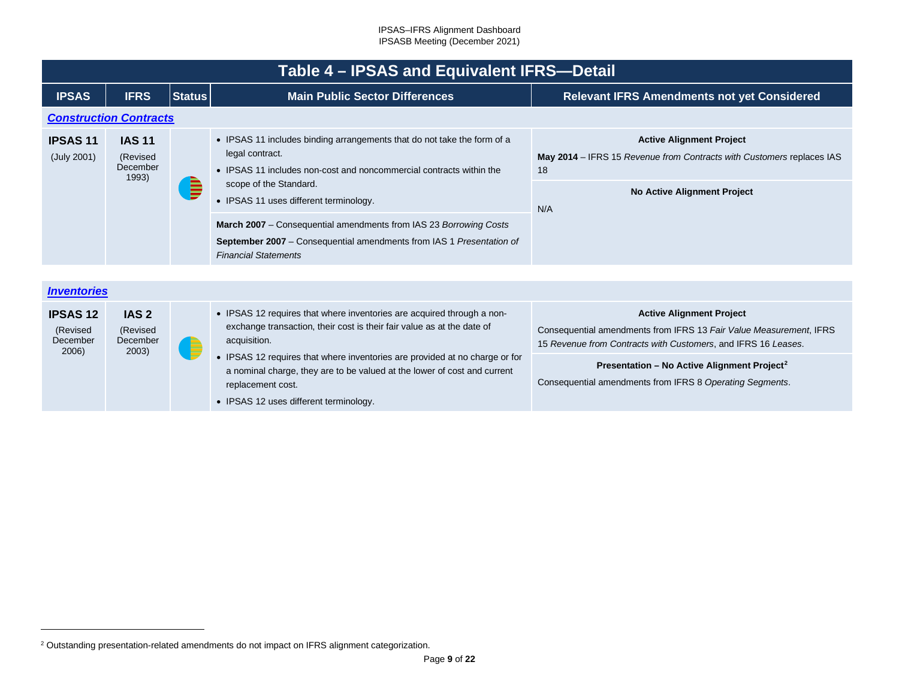## Table 4 – IPSAS and Equivalent IFRS—Detail

| IPSAS | IFRS | Status | Main Public Sector Differences | Relevant IFRS Amendments not yet Considered |
|---|---|---|---|---|
| ***Construction Contracts*** | | | | |
| **IPSAS 11** (July 2001) | **IAS 11** (Revised December 1993) | | • IPSAS 11 includes binding arrangements that do not take the form of a legal contract.<br>• IPSAS 11 includes non-cost and noncommercial contracts within the scope of the Standard.<br>• IPSAS 11 uses different terminology.<br><br>**March 2007** – Consequential amendments from IAS 23 *Borrowing Costs*<br>**September 2007** – Consequential amendments from IAS 1 *Presentation of Financial Statements* | **Active Alignment Project**<br>**May 2014** – IFRS 15 *Revenue from Contracts with Customers* replaces IAS 18<br><br>**No Active Alignment Project**<br>N/A |
| ***Inventories*** | | | | |
| **IPSAS 12** (Revised December 2006) | **IAS 2** (Revised December 2003) | | • IPSAS 12 requires that where inventories are acquired through a non-exchange transaction, their cost is their fair value as at the date of acquisition.<br>• IPSAS 12 requires that where inventories are provided at no charge or for a nominal charge, they are to be valued at the lower of cost and current replacement cost.<br>• IPSAS 12 uses different terminology. | **Active Alignment Project**<br>Consequential amendments from IFRS 13 *Fair Value Measurement*, IFRS 15 *Revenue from Contracts with Customers*, and IFRS 16 *Leases*.<br><br>**Presentation – No Active Alignment Project**[2]<br>Consequential amendments from IFRS 8 *Operating Segments*. |

[2] Outstanding presentation-related amendments do not impact on IFRS alignment categorization.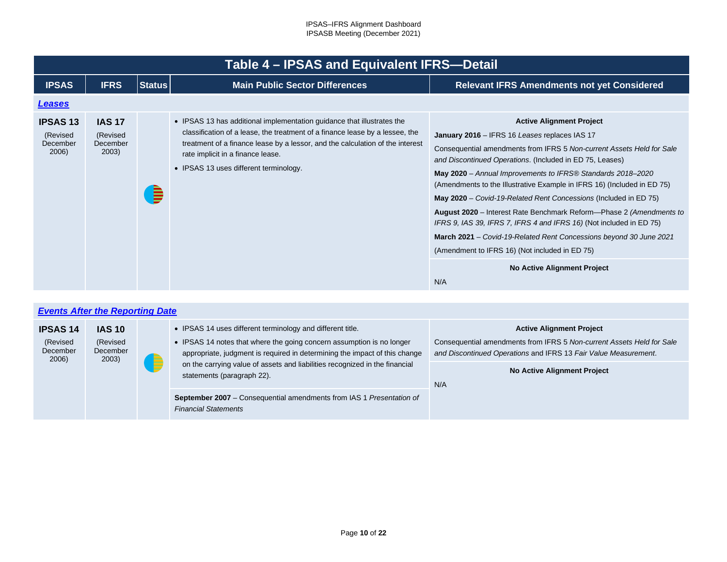# Table 4 – IPSAS and Equivalent IFRS—Detail

| IPSAS | IFRS | Status | Main Public Sector Differences | Relevant IFRS Amendments not yet Considered |
|---|---|---|---|---|
| ***Leases*** | | | | |
| **IPSAS 13** (Revised December 2006) | **IAS 17** (Revised December 2003) | | • IPSAS 13 has additional implementation guidance that illustrates the classification of a lease, the treatment of a finance lease by a lessee, the treatment of a finance lease by a lessor, and the calculation of the interest rate implicit in a finance lease.<br>• IPSAS 13 uses different terminology. | **Active Alignment Project**<br>**January 2016** – IFRS 16 *Leases* replaces IAS 17<br>Consequential amendments from IFRS 5 *Non-current Assets Held for Sale and Discontinued Operations*. (Included in ED 75, Leases)<br>**May 2020** – *Annual Improvements to IFRS® Standards 2018–2020* (Amendments to the Illustrative Example in IFRS 16) (Included in ED 75)<br>**May 2020** – *Covid-19-Related Rent Concessions* (Included in ED 75)<br>**August 2020** – Interest Rate Benchmark Reform—Phase 2 *(Amendments to IFRS 9, IAS 39, IFRS 7, IFRS 4 and IFRS 16)* (Not included in ED 75)<br>**March 2021** – *Covid-19-Related Rent Concessions beyond 30 June 2021* (Amendment to IFRS 16) (Not included in ED 75)<br>**No Active Alignment Project**<br>N/A |
| ***Events After the Reporting Date*** | | | | |
| **IPSAS 14** (Revised December 2006) | **IAS 10** (Revised December 2003) | | • IPSAS 14 uses different terminology and different title.<br>• IPSAS 14 notes that where the going concern assumption is no longer appropriate, judgment is required in determining the impact of this change on the carrying value of assets and liabilities recognized in the financial statements (paragraph 22).<br>**September 2007** – Consequential amendments from IAS 1 *Presentation of Financial Statements* | **Active Alignment Project**<br>Consequential amendments from IFRS 5 *Non-current Assets Held for Sale and Discontinued Operations* and IFRS 13 *Fair Value Measurement*.<br>**No Active Alignment Project**<br>N/A |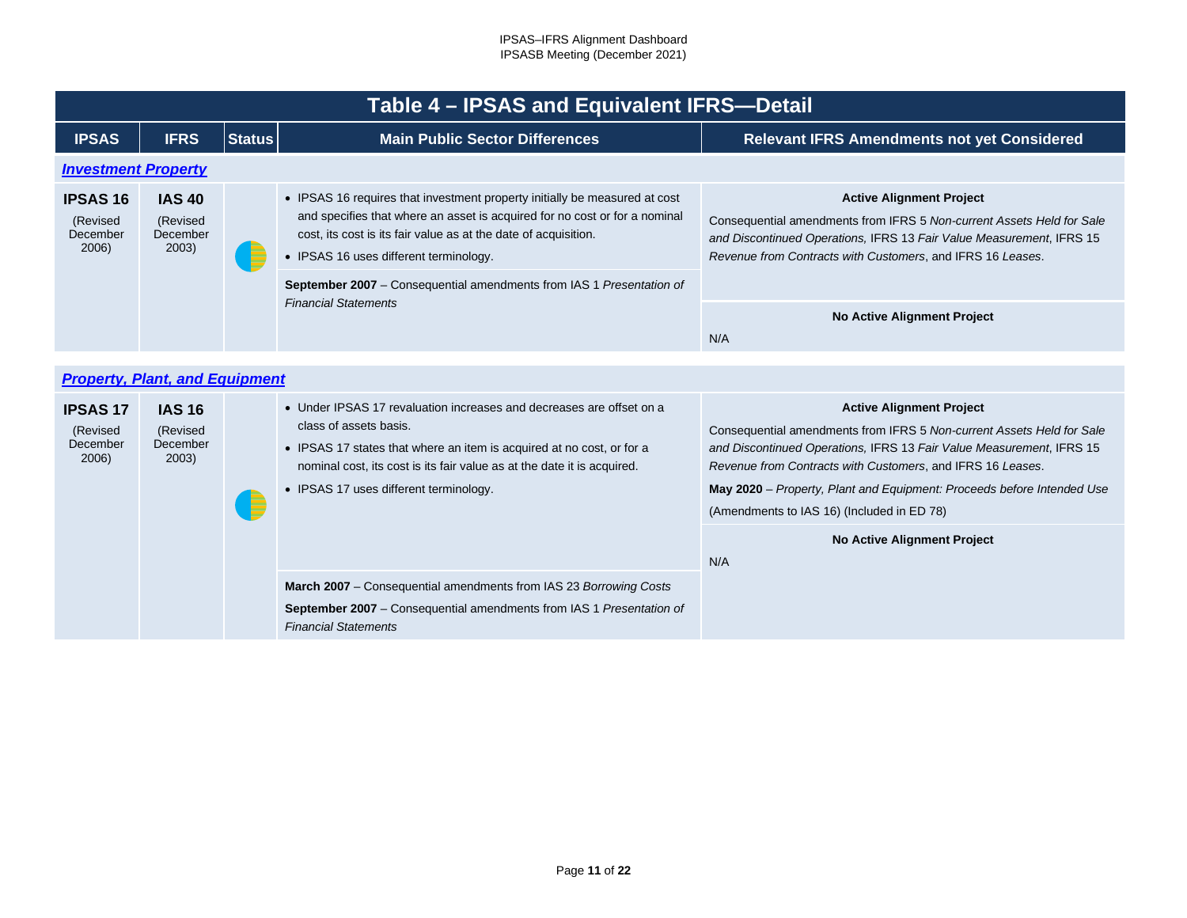## Table 4 – IPSAS and Equivalent IFRS—Detail

| IPSAS | IFRS | Status | Main Public Sector Differences | Relevant IFRS Amendments not yet Considered |
|---|---|---|---|---|
| ***Investment Property*** | | | | |
| **IPSAS 16** (Revised December 2006) | **IAS 40** (Revised December 2003) | | • IPSAS 16 requires that investment property initially be measured at cost and specifies that where an asset is acquired for no cost or for a nominal cost, its cost is its fair value as at the date of acquisition.<br>• IPSAS 16 uses different terminology.<br><br>**September 2007** – Consequential amendments from IAS 1 *Presentation of Financial Statements* | **Active Alignment Project**<br>Consequential amendments from IFRS 5 *Non-current Assets Held for Sale and Discontinued Operations,* IFRS 13 *Fair Value Measurement*, IFRS 15 *Revenue from Contracts with Customers*, and IFRS 16 *Leases*.<br><br>**No Active Alignment Project**<br>N/A |
| ***Property, Plant, and Equipment*** | | | | |
| **IPSAS 17** (Revised December 2006) | **IAS 16** (Revised December 2003) | | • Under IPSAS 17 revaluation increases and decreases are offset on a class of assets basis.<br>• IPSAS 17 states that where an item is acquired at no cost, or for a nominal cost, its cost is its fair value as at the date it is acquired.<br>• IPSAS 17 uses different terminology.<br><br>**March 2007** – Consequential amendments from IAS 23 *Borrowing Costs*<br>**September 2007** – Consequential amendments from IAS 1 *Presentation of Financial Statements* | **Active Alignment Project**<br>Consequential amendments from IFRS 5 *Non-current Assets Held for Sale and Discontinued Operations,* IFRS 13 *Fair Value Measurement*, IFRS 15 *Revenue from Contracts with Customers*, and IFRS 16 *Leases*.<br>**May 2020** – *Property, Plant and Equipment: Proceeds before Intended Use* (Amendments to IAS 16) (Included in ED 78)<br><br>**No Active Alignment Project**<br>N/A |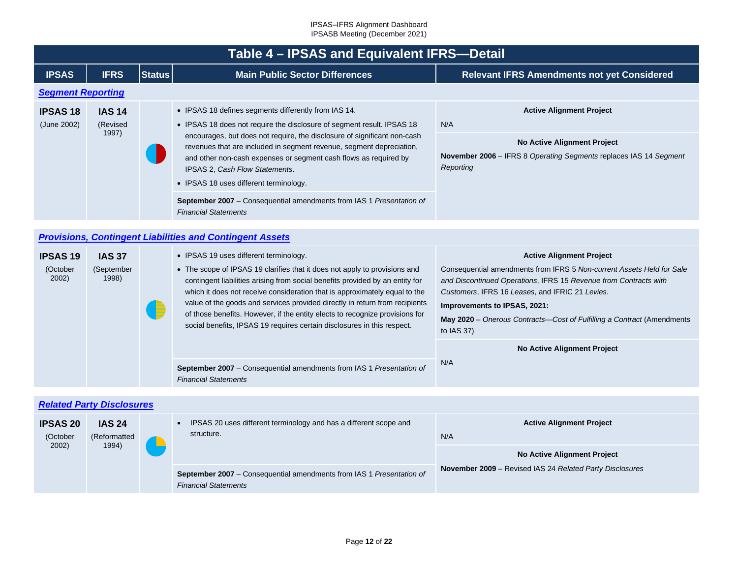## Table 4 – IPSAS and Equivalent IFRS—Detail

| IPSAS | IFRS | Status | Main Public Sector Differences | Relevant IFRS Amendments not yet Considered |
|---|---|---|---|---|
| ***Segment Reporting*** | | | | |
| **IPSAS 18** (June 2002) | **IAS 14** (Revised 1997) | | • IPSAS 18 defines segments differently from IAS 14.<br>• IPSAS 18 does not require the disclosure of segment result. IPSAS 18 encourages, but does not require, the disclosure of significant non-cash revenues that are included in segment revenue, segment depreciation, and other non-cash expenses or segment cash flows as required by IPSAS 2, *Cash Flow Statements*.<br>• IPSAS 18 uses different terminology.<br><br>**September 2007** – Consequential amendments from IAS 1 *Presentation of Financial Statements* | **Active Alignment Project**<br>N/A<br><br>**No Active Alignment Project**<br>**November 2006** – IFRS 8 *Operating Segments* replaces IAS 14 *Segment Reporting* |
| ***Provisions, Contingent Liabilities and Contingent Assets*** | | | | |
| **IPSAS 19** (October 2002) | **IAS 37** (September 1998) | | • IPSAS 19 uses different terminology.<br>• The scope of IPSAS 19 clarifies that it does not apply to provisions and contingent liabilities arising from social benefits provided by an entity for which it does not receive consideration that is approximately equal to the value of the goods and services provided directly in return from recipients of those benefits. However, if the entity elects to recognize provisions for social benefits, IPSAS 19 requires certain disclosures in this respect.<br><br>**September 2007** – Consequential amendments from IAS 1 *Presentation of Financial Statements* | **Active Alignment Project**<br>Consequential amendments from IFRS 5 *Non-current Assets Held for Sale and Discontinued Operations*, IFRS 15 *Revenue from Contracts with Customers*, IFRS 16 *Leases*, and IFRIC 21 *Levies*.<br>**Improvements to IPSAS, 2021:**<br>**May 2020** – *Onerous Contracts—Cost of Fulfilling a Contract* (Amendments to IAS 37)<br><br>**No Active Alignment Project**<br>N/A |
| ***Related Party Disclosures*** | | | | |
| **IPSAS 20** (October 2002) | **IAS 24** (Reformatted 1994) | | • IPSAS 20 uses different terminology and has a different scope and structure.<br><br>**September 2007** – Consequential amendments from IAS 1 *Presentation of Financial Statements* | **Active Alignment Project**<br>N/A<br><br>**No Active Alignment Project**<br>**November 2009** – Revised IAS 24 *Related Party Disclosures* |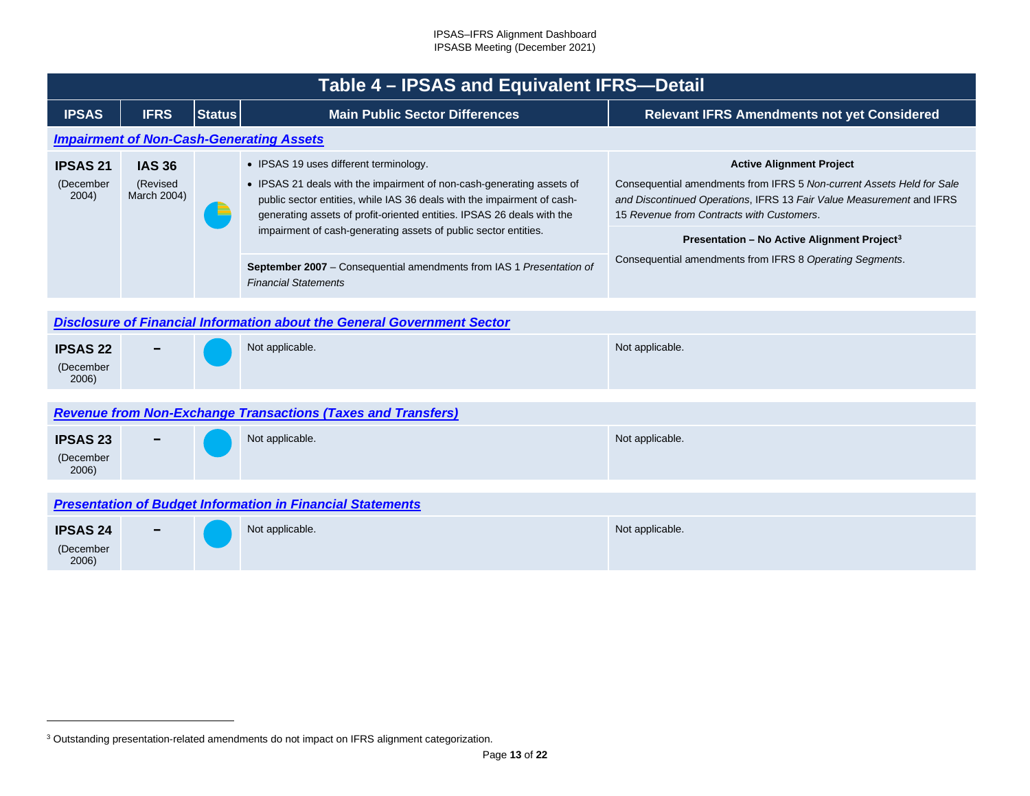## Table 4 – IPSAS and Equivalent IFRS—Detail

| IPSAS | IFRS | Status | Main Public Sector Differences | Relevant IFRS Amendments not yet Considered |
|---|---|---|---|---|
| ***Impairment of Non-Cash-Generating Assets*** | | | | |
| **IPSAS 21** (December 2004) | **IAS 36** (Revised March 2004) | | • IPSAS 19 uses different terminology.<br>• IPSAS 21 deals with the impairment of non-cash-generating assets of public sector entities, while IAS 36 deals with the impairment of cash-generating assets of profit-oriented entities. IPSAS 26 deals with the impairment of cash-generating assets of public sector entities.<br><br>**September 2007** – Consequential amendments from IAS 1 *Presentation of Financial Statements* | **Active Alignment Project**<br>Consequential amendments from IFRS 5 *Non-current Assets Held for Sale and Discontinued Operations*, IFRS 13 *Fair Value Measurement* and IFRS 15 *Revenue from Contracts with Customers*.<br><br>**Presentation – No Active Alignment Project**[3]<br>Consequential amendments from IFRS 8 *Operating Segments*. |
| ***Disclosure of Financial Information about the General Government Sector*** | | | | |
| **IPSAS 22** (December 2006) | – | | Not applicable. | Not applicable. |
| ***Revenue from Non-Exchange Transactions (Taxes and Transfers)*** | | | | |
| **IPSAS 23** (December 2006) | – | | Not applicable. | Not applicable. |
| ***Presentation of Budget Information in Financial Statements*** | | | | |
| **IPSAS 24** (December 2006) | – | | Not applicable. | Not applicable. |

[3] Outstanding presentation-related amendments do not impact on IFRS alignment categorization.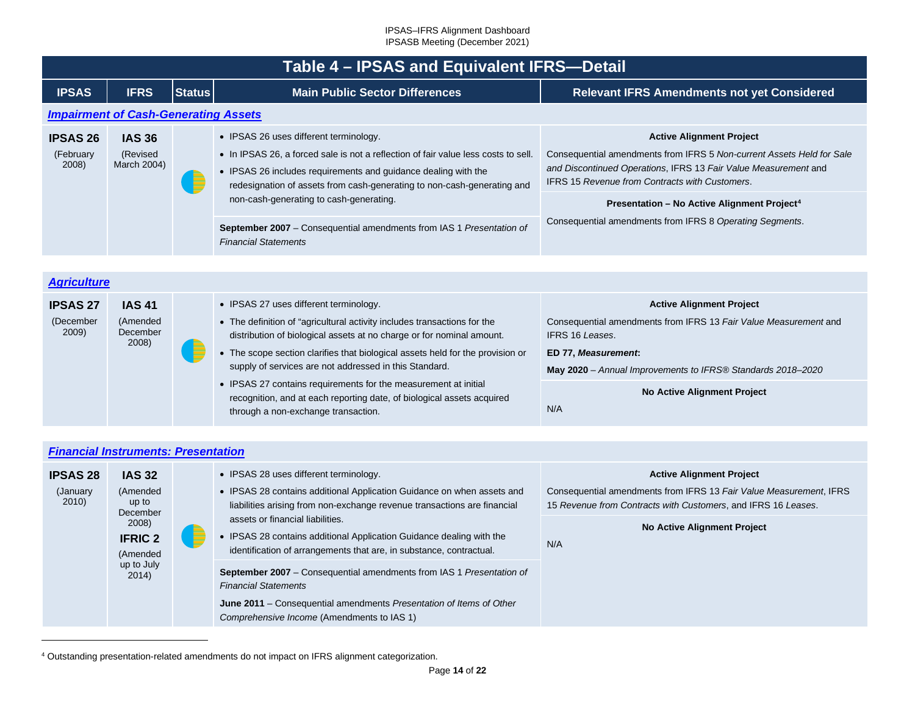## Table 4 – IPSAS and Equivalent IFRS—Detail

| IPSAS | IFRS | Status | Main Public Sector Differences | Relevant IFRS Amendments not yet Considered |
|---|---|---|---|---|
| ***Impairment of Cash-Generating Assets*** | | | | |
| **IPSAS 26** (February 2008) | **IAS 36** (Revised March 2004) | | • IPSAS 26 uses different terminology.<br>• In IPSAS 26, a forced sale is not a reflection of fair value less costs to sell.<br>• IPSAS 26 includes requirements and guidance dealing with the redesignation of assets from cash-generating to non-cash-generating and non-cash-generating to cash-generating.<br><br>**September 2007** – Consequential amendments from IAS 1 *Presentation of Financial Statements* | **Active Alignment Project**<br>Consequential amendments from IFRS 5 *Non-current Assets Held for Sale and Discontinued Operations*, IFRS 13 *Fair Value Measurement* and IFRS 15 *Revenue from Contracts with Customers*.<br><br>**Presentation – No Active Alignment Project**[4]<br>Consequential amendments from IFRS 8 *Operating Segments*. |
| ***Agriculture*** | | | | |
| **IPSAS 27** (December 2009) | **IAS 41** (Amended December 2008) | | • IPSAS 27 uses different terminology.<br>• The definition of "agricultural activity includes transactions for the distribution of biological assets at no charge or for nominal amount.<br>• The scope section clarifies that biological assets held for the provision or supply of services are not addressed in this Standard.<br>• IPSAS 27 contains requirements for the measurement at initial recognition, and at each reporting date, of biological assets acquired through a non-exchange transaction. | **Active Alignment Project**<br>Consequential amendments from IFRS 13 *Fair Value Measurement* and IFRS 16 *Leases*.<br>**ED 77, *Measurement*:**<br>**May 2020** – *Annual Improvements to IFRS® Standards 2018–2020*<br><br>**No Active Alignment Project**<br>N/A |
| ***Financial Instruments: Presentation*** | | | | |
| **IPSAS 28** (January 2010) | **IAS 32** (Amended up to December 2008)<br>**IFRIC 2** (Amended up to July 2014) | | • IPSAS 28 uses different terminology.<br>• IPSAS 28 contains additional Application Guidance on when assets and liabilities arising from non-exchange revenue transactions are financial assets or financial liabilities.<br>• IPSAS 28 contains additional Application Guidance dealing with the identification of arrangements that are, in substance, contractual.<br><br>**September 2007** – Consequential amendments from IAS 1 *Presentation of Financial Statements*<br>**June 2011** – Consequential amendments *Presentation of Items of Other Comprehensive Income* (Amendments to IAS 1) | **Active Alignment Project**<br>Consequential amendments from IFRS 13 *Fair Value Measurement*, IFRS 15 *Revenue from Contracts with Customers*, and IFRS 16 *Leases*.<br><br>**No Active Alignment Project**<br>N/A |

[4] Outstanding presentation-related amendments do not impact on IFRS alignment categorization.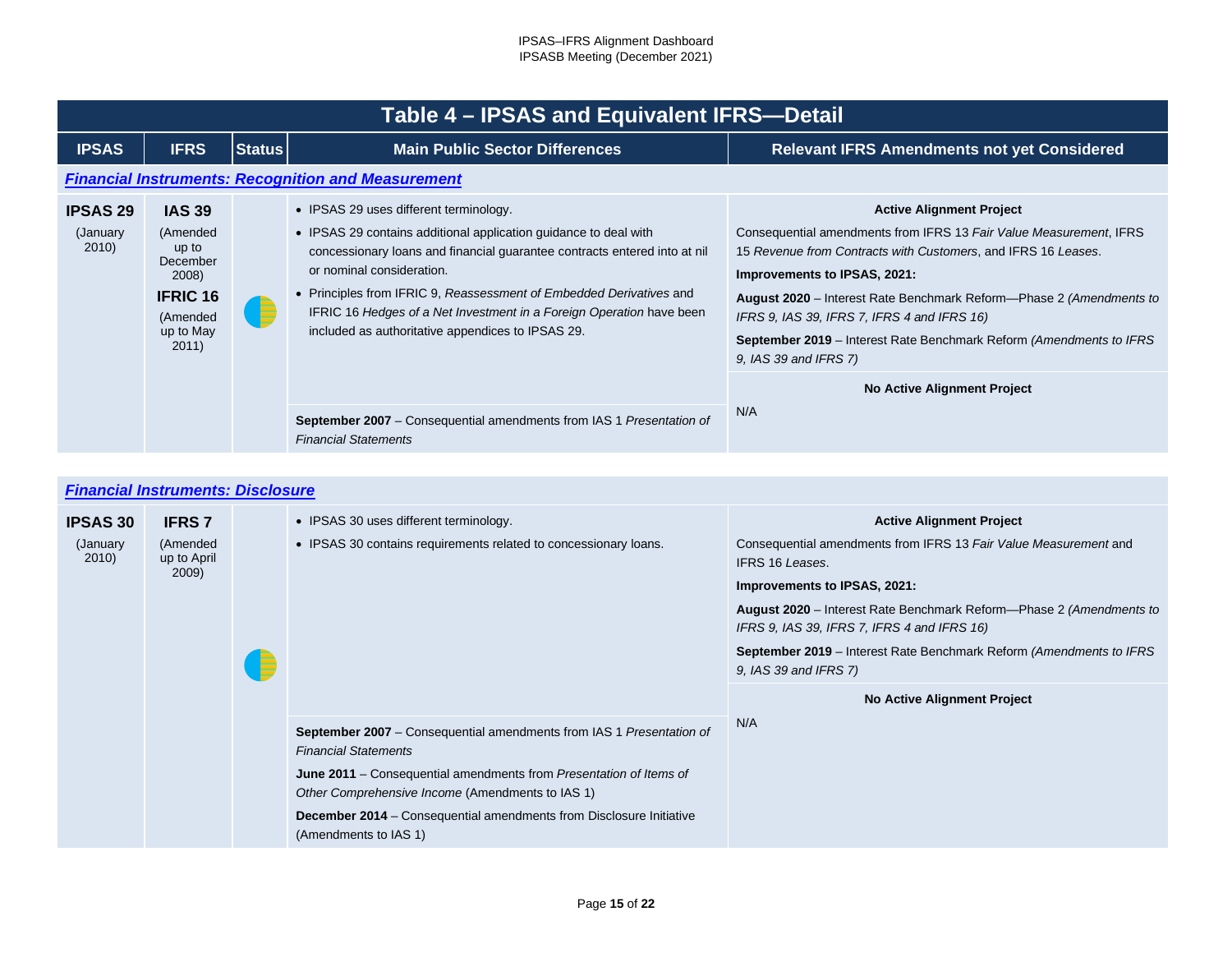## Table 4 – IPSAS and Equivalent IFRS—Detail

| IPSAS | IFRS | Status | Main Public Sector Differences | Relevant IFRS Amendments not yet Considered |
|---|---|---|---|---|
| ***Financial Instruments: Recognition and Measurement*** | | | | |
| **IPSAS 29** (January 2010) | **IAS 39** (Amended up to December 2008) **IFRIC 16** (Amended up to May 2011) | | • IPSAS 29 uses different terminology.<br>• IPSAS 29 contains additional application guidance to deal with concessionary loans and financial guarantee contracts entered into at nil or nominal consideration.<br>• Principles from IFRIC 9, *Reassessment of Embedded Derivatives* and IFRIC 16 *Hedges of a Net Investment in a Foreign Operation* have been included as authoritative appendices to IPSAS 29. | **Active Alignment Project**<br>Consequential amendments from IFRS 13 *Fair Value Measurement*, IFRS 15 *Revenue from Contracts with Customers*, and IFRS 16 *Leases*.<br>**Improvements to IPSAS, 2021:**<br>**August 2020** – Interest Rate Benchmark Reform—Phase 2 *(Amendments to IFRS 9, IAS 39, IFRS 7, IFRS 4 and IFRS 16)*<br>**September 2019** – Interest Rate Benchmark Reform *(Amendments to IFRS 9, IAS 39 and IFRS 7)* |
| | | | **September 2007** – Consequential amendments from IAS 1 *Presentation of Financial Statements* | **No Active Alignment Project**<br>N/A |
| ***Financial Instruments: Disclosure*** | | | | |
| **IPSAS 30** (January 2010) | **IFRS 7** (Amended up to April 2009) | | • IPSAS 30 uses different terminology.<br>• IPSAS 30 contains requirements related to concessionary loans. | **Active Alignment Project**<br>Consequential amendments from IFRS 13 *Fair Value Measurement* and IFRS 16 *Leases*.<br>**Improvements to IPSAS, 2021:**<br>**August 2020** – Interest Rate Benchmark Reform—Phase 2 *(Amendments to IFRS 9, IAS 39, IFRS 7, IFRS 4 and IFRS 16)*<br>**September 2019** – Interest Rate Benchmark Reform *(Amendments to IFRS 9, IAS 39 and IFRS 7)* |
| | | | **September 2007** – Consequential amendments from IAS 1 *Presentation of Financial Statements*<br>**June 2011** – Consequential amendments from *Presentation of Items of Other Comprehensive Income* (Amendments to IAS 1)<br>**December 2014** – Consequential amendments from Disclosure Initiative (Amendments to IAS 1) | **No Active Alignment Project**<br>N/A |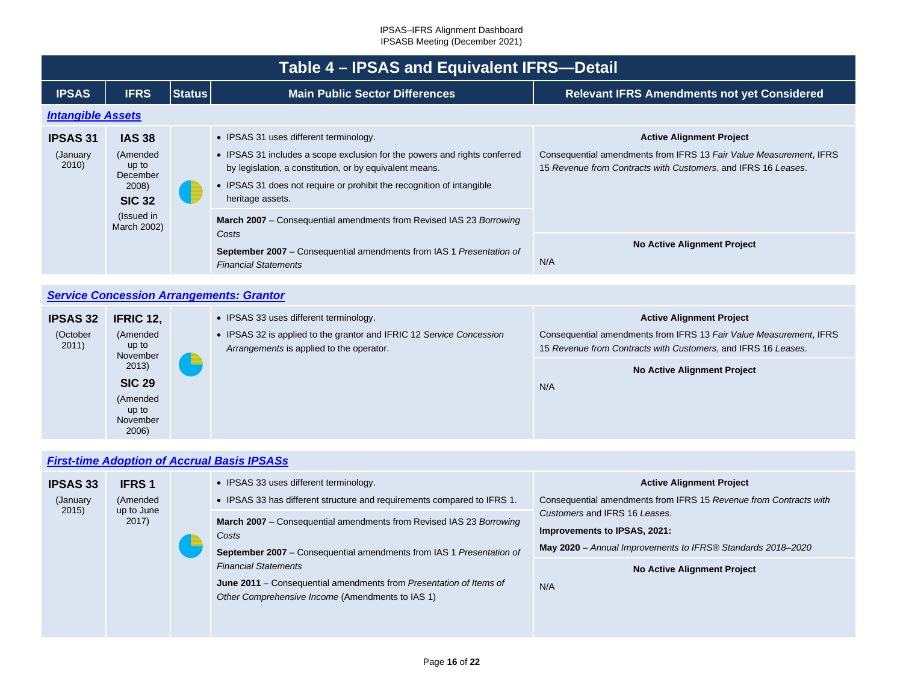## Table 4 – IPSAS and Equivalent IFRS—Detail

| IPSAS | IFRS | Status | Main Public Sector Differences | Relevant IFRS Amendments not yet Considered |
|---|---|---|---|---|
| ***Intangible Assets*** | | | | |
| **IPSAS 31** (January 2010) | **IAS 38** (Amended up to December 2008) **SIC 32** (Issued in March 2002) | | • IPSAS 31 uses different terminology. • IPSAS 31 includes a scope exclusion for the powers and rights conferred by legislation, a constitution, or by equivalent means. • IPSAS 31 does not require or prohibit the recognition of intangible heritage assets. | **Active Alignment Project** Consequential amendments from IFRS 13 *Fair Value Measurement*, IFRS 15 *Revenue from Contracts with Customers*, and IFRS 16 *Leases*. |
| | | | **March 2007** – Consequential amendments from Revised IAS 23 *Borrowing Costs* **September 2007** – Consequential amendments from IAS 1 *Presentation of Financial Statements* | **No Active Alignment Project** N/A |
| ***Service Concession Arrangements: Grantor*** | | | | |
| **IPSAS 32** (October 2011) | **IFRIC 12,** (Amended up to November 2013) **SIC 29** (Amended up to November 2006) | | • IPSAS 33 uses different terminology. • IPSAS 32 is applied to the grantor and IFRIC 12 *Service Concession Arrangements* is applied to the operator. | **Active Alignment Project** Consequential amendments from IFRS 13 *Fair Value Measurement*, IFRS 15 *Revenue from Contracts with Customers*, and IFRS 16 *Leases*. |
| | | | | **No Active Alignment Project** N/A |
| ***First-time Adoption of Accrual Basis IPSASs*** | | | | |
| **IPSAS 33** (January 2015) | **IFRS 1** (Amended up to June 2017) | | • IPSAS 33 uses different terminology. • IPSAS 33 has different structure and requirements compared to IFRS 1. | **Active Alignment Project** Consequential amendments from IFRS 15 *Revenue from Contracts with Customers* and IFRS 16 *Leases*. **Improvements to IPSAS, 2021:** **May 2020** – *Annual Improvements to IFRS® Standards 2018–2020* |
| | | | **March 2007** – Consequential amendments from Revised IAS 23 *Borrowing Costs* **September 2007** – Consequential amendments from IAS 1 *Presentation of Financial Statements* **June 2011** – Consequential amendments from *Presentation of Items of Other Comprehensive Income* (Amendments to IAS 1) | **No Active Alignment Project** N/A |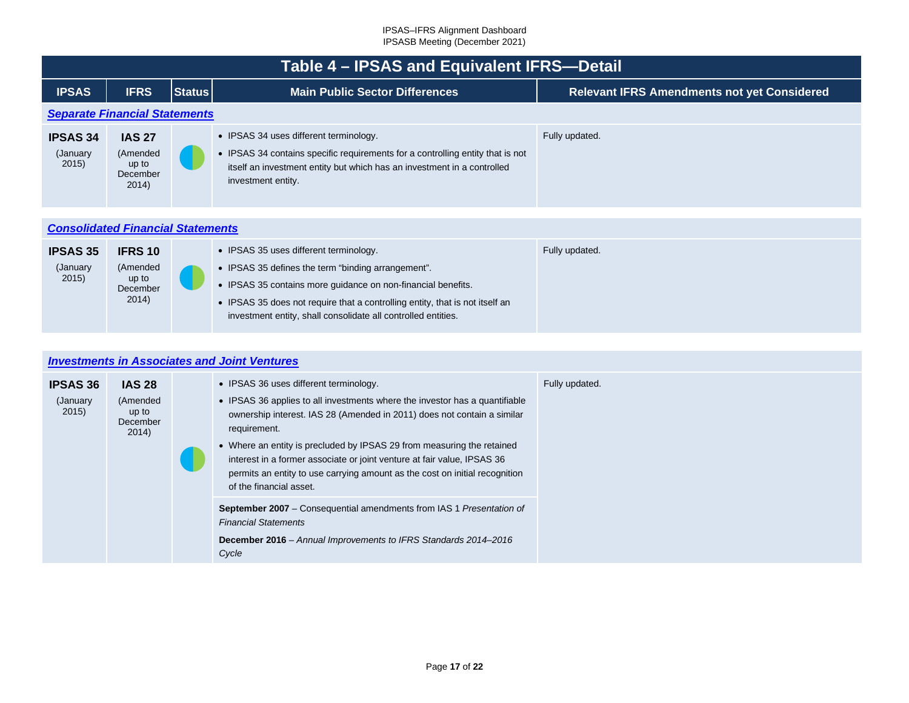## Table 4 – IPSAS and Equivalent IFRS—Detail

| IPSAS | IFRS | Status | Main Public Sector Differences | Relevant IFRS Amendments not yet Considered |
|---|---|---|---|---|
| ***Separate Financial Statements*** | | | | |
| **IPSAS 34** (January 2015) | **IAS 27** (Amended up to December 2014) | | • IPSAS 34 uses different terminology.<br>• IPSAS 34 contains specific requirements for a controlling entity that is not itself an investment entity but which has an investment in a controlled investment entity. | Fully updated. |
| ***Consolidated Financial Statements*** | | | | |
| **IPSAS 35** (January 2015) | **IFRS 10** (Amended up to December 2014) | | • IPSAS 35 uses different terminology.<br>• IPSAS 35 defines the term "binding arrangement".<br>• IPSAS 35 contains more guidance on non-financial benefits.<br>• IPSAS 35 does not require that a controlling entity, that is not itself an investment entity, shall consolidate all controlled entities. | Fully updated. |
| ***Investments in Associates and Joint Ventures*** | | | | |
| **IPSAS 36** (January 2015) | **IAS 28** (Amended up to December 2014) | | • IPSAS 36 uses different terminology.<br>• IPSAS 36 applies to all investments where the investor has a quantifiable ownership interest. IAS 28 (Amended in 2011) does not contain a similar requirement.<br>• Where an entity is precluded by IPSAS 29 from measuring the retained interest in a former associate or joint venture at fair value, IPSAS 36 permits an entity to use carrying amount as the cost on initial recognition of the financial asset.<br><br>**September 2007** – Consequential amendments from IAS 1 *Presentation of Financial Statements*<br>**December 2016** – *Annual Improvements to IFRS Standards 2014–2016 Cycle* | Fully updated. |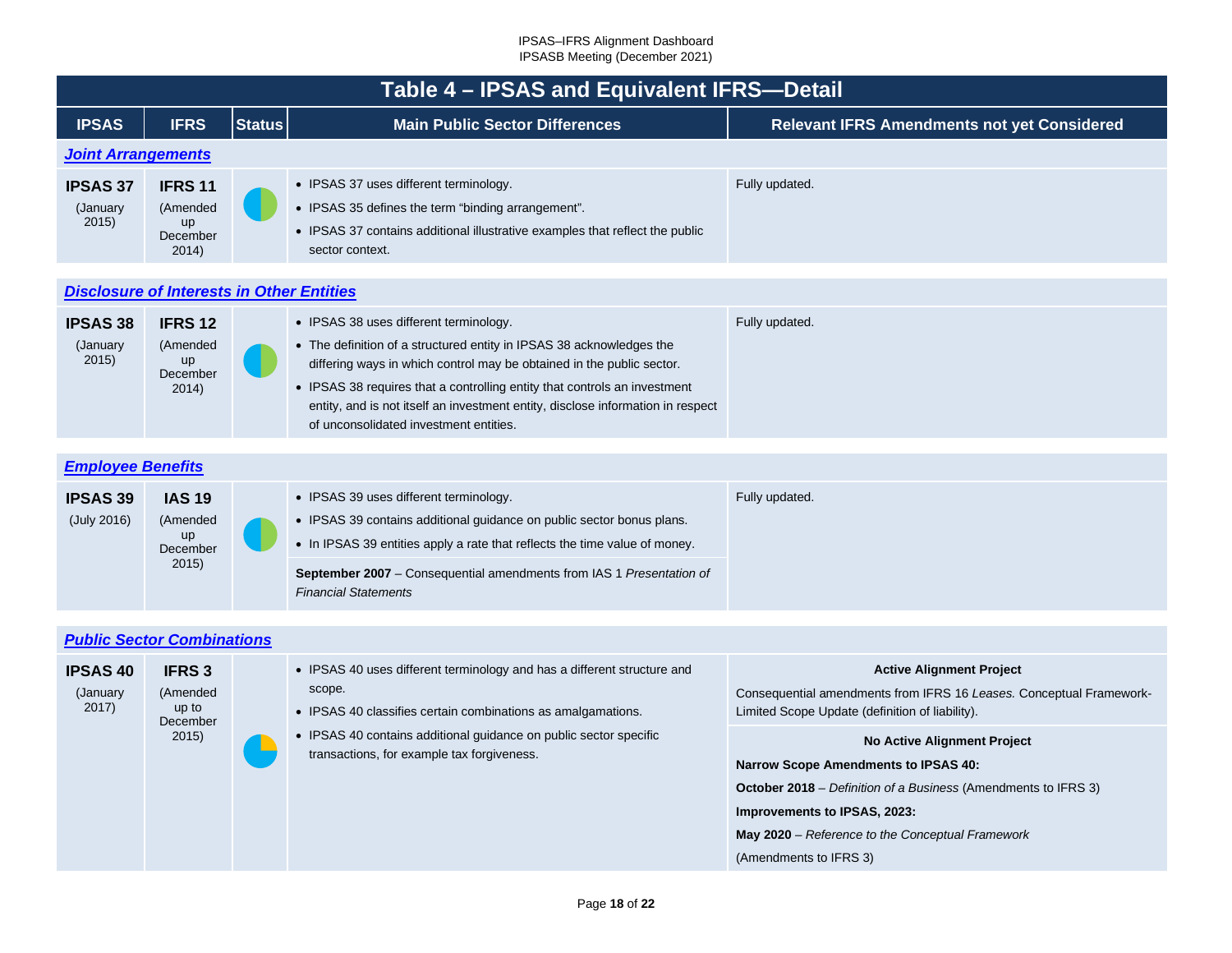## Table 4 – IPSAS and Equivalent IFRS—Detail

| IPSAS | IFRS | Status | Main Public Sector Differences | Relevant IFRS Amendments not yet Considered |
|---|---|---|---|---|
| ***Joint Arrangements*** | | | | |
| **IPSAS 37** (January 2015) | **IFRS 11** (Amended up December 2014) | | • IPSAS 37 uses different terminology.<br>• IPSAS 35 defines the term "binding arrangement".<br>• IPSAS 37 contains additional illustrative examples that reflect the public sector context. | Fully updated. |
| ***Disclosure of Interests in Other Entities*** | | | | |
| **IPSAS 38** (January 2015) | **IFRS 12** (Amended up December 2014) | | • IPSAS 38 uses different terminology.<br>• The definition of a structured entity in IPSAS 38 acknowledges the differing ways in which control may be obtained in the public sector.<br>• IPSAS 38 requires that a controlling entity that controls an investment entity, and is not itself an investment entity, disclose information in respect of unconsolidated investment entities. | Fully updated. |
| ***Employee Benefits*** | | | | |
| **IPSAS 39** (July 2016) | **IAS 19** (Amended up December 2015) | | • IPSAS 39 uses different terminology.<br>• IPSAS 39 contains additional guidance on public sector bonus plans.<br>• In IPSAS 39 entities apply a rate that reflects the time value of money.<br>**September 2007** – Consequential amendments from IAS 1 *Presentation of Financial Statements* | Fully updated. |
| ***Public Sector Combinations*** | | | | |
| **IPSAS 40** (January 2017) | **IFRS 3** (Amended up to December 2015) | | • IPSAS 40 uses different terminology and has a different structure and scope.<br>• IPSAS 40 classifies certain combinations as amalgamations.<br>• IPSAS 40 contains additional guidance on public sector specific transactions, for example tax forgiveness. | **Active Alignment Project**<br>Consequential amendments from IFRS 16 *Leases.* Conceptual Framework-Limited Scope Update (definition of liability).<br>**No Active Alignment Project**<br>**Narrow Scope Amendments to IPSAS 40:**<br>**October 2018** – *Definition of a Business* (Amendments to IFRS 3)<br>**Improvements to IPSAS, 2023:**<br>**May 2020** – *Reference to the Conceptual Framework* (Amendments to IFRS 3) |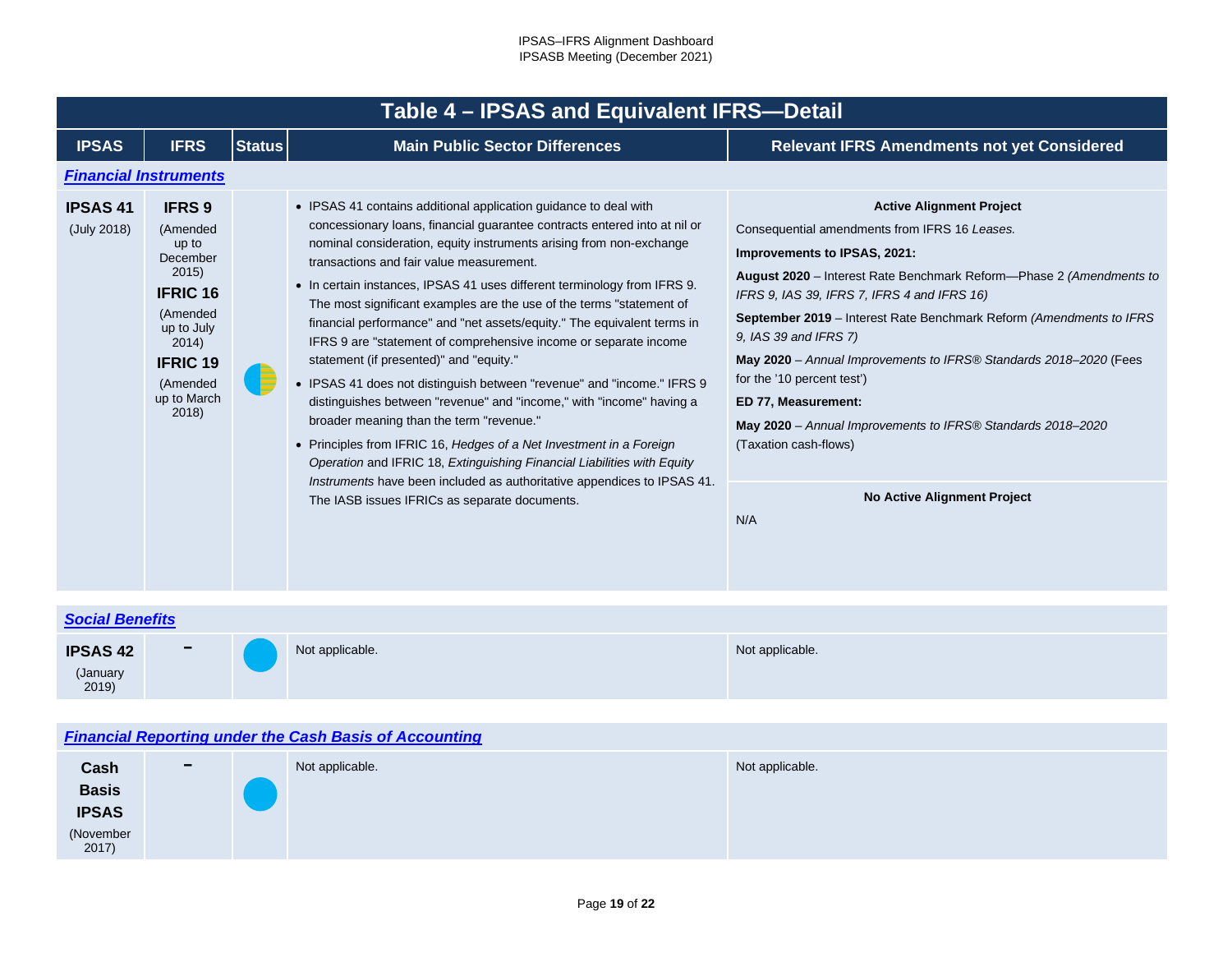## Table 4 – IPSAS and Equivalent IFRS—Detail

| IPSAS | IFRS | Status | Main Public Sector Differences | Relevant IFRS Amendments not yet Considered |
|---|---|---|---|---|
| ***Financial Instruments*** | | | | |
| **IPSAS 41** (July 2018) | **IFRS 9** (Amended up to December 2015) **IFRIC 16** (Amended up to July 2014) **IFRIC 19** (Amended up to March 2018) | | • IPSAS 41 contains additional application guidance to deal with concessionary loans, financial guarantee contracts entered into at nil or nominal consideration, equity instruments arising from non-exchange transactions and fair value measurement.<br>• In certain instances, IPSAS 41 uses different terminology from IFRS 9. The most significant examples are the use of the terms "statement of financial performance" and "net assets/equity." The equivalent terms in IFRS 9 are "statement of comprehensive income or separate income statement (if presented)" and "equity."<br>• IPSAS 41 does not distinguish between "revenue" and "income." IFRS 9 distinguishes between "revenue" and "income," with "income" having a broader meaning than the term "revenue."<br>• Principles from IFRIC 16, *Hedges of a Net Investment in a Foreign Operation* and IFRIC 18, *Extinguishing Financial Liabilities with Equity Instruments* have been included as authoritative appendices to IPSAS 41. The IASB issues IFRICs as separate documents. | **Active Alignment Project**<br>Consequential amendments from IFRS 16 *Leases.*<br>**Improvements to IPSAS, 2021:**<br>**August 2020** – Interest Rate Benchmark Reform—Phase 2 *(Amendments to IFRS 9, IAS 39, IFRS 7, IFRS 4 and IFRS 16)*<br>**September 2019** – Interest Rate Benchmark Reform *(Amendments to IFRS 9, IAS 39 and IFRS 7)*<br>**May 2020** – *Annual Improvements to IFRS® Standards 2018–2020* (Fees for the '10 percent test')<br>**ED 77, Measurement:**<br>**May 2020** – *Annual Improvements to IFRS® Standards 2018–2020* (Taxation cash-flows)<br>**No Active Alignment Project**<br>N/A |
| ***Social Benefits*** | | | | |
| **IPSAS 42** (January 2019) | – | | Not applicable. | Not applicable. |
| ***Financial Reporting under the Cash Basis of Accounting*** | | | | |
| **Cash Basis IPSAS** (November 2017) | – | | Not applicable. | Not applicable. |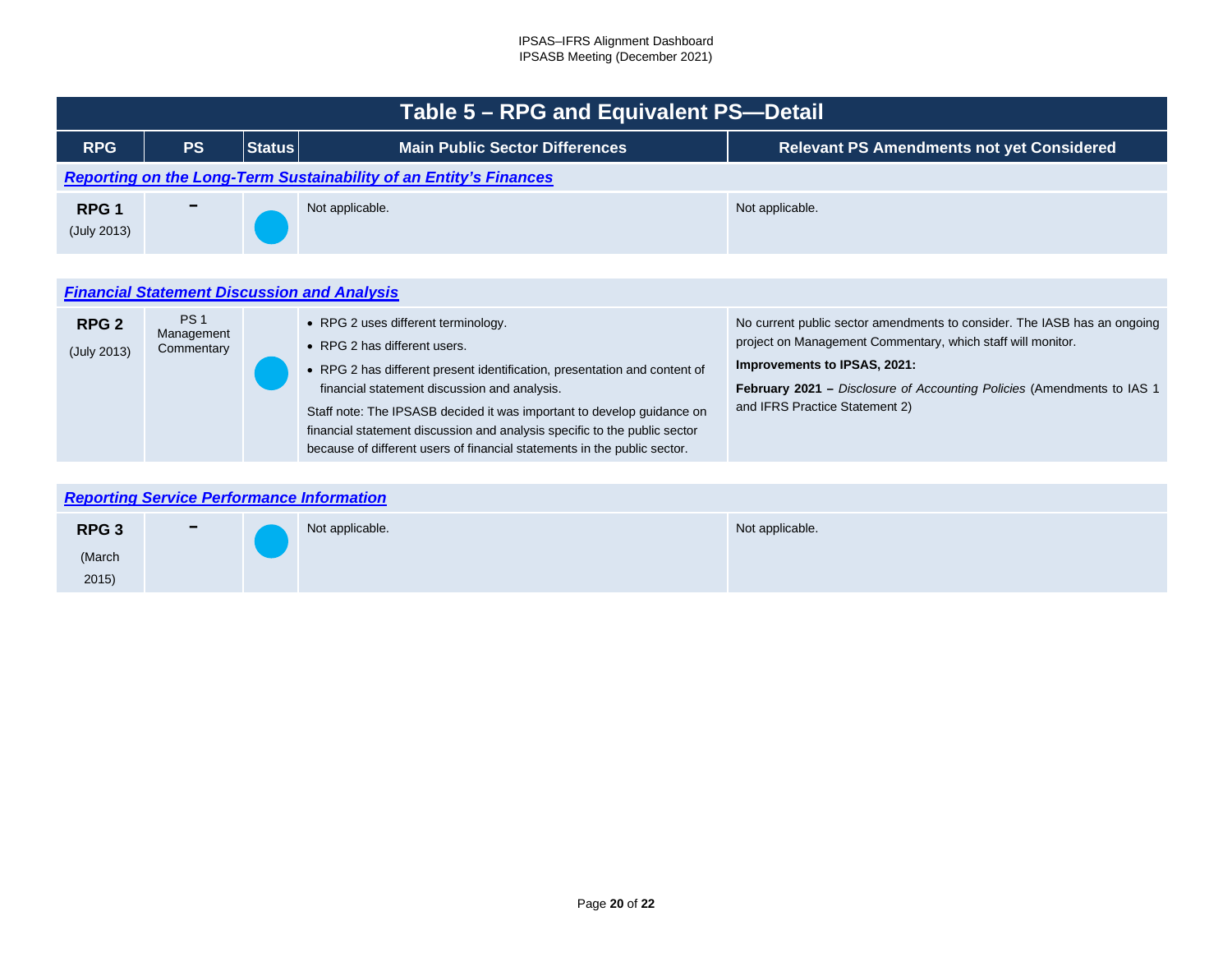## Table 5 – RPG and Equivalent PS—Detail

| RPG | PS | Status | Main Public Sector Differences | Relevant PS Amendments not yet Considered |
|---|---|---|---|---|
| ***Reporting on the Long-Term Sustainability of an Entity's Finances*** | | | | |
| **RPG 1** (July 2013) | – | ● | Not applicable. | Not applicable. |
| ***Financial Statement Discussion and Analysis*** | | | | |
| **RPG 2** (July 2013) | PS 1 Management Commentary | ● | • RPG 2 uses different terminology.<br>• RPG 2 has different users.<br>• RPG 2 has different present identification, presentation and content of financial statement discussion and analysis.<br>Staff note: The IPSASB decided it was important to develop guidance on financial statement discussion and analysis specific to the public sector because of different users of financial statements in the public sector. | No current public sector amendments to consider. The IASB has an ongoing project on Management Commentary, which staff will monitor.<br>**Improvements to IPSAS, 2021:**<br>**February 2021 –** *Disclosure of Accounting Policies* (Amendments to IAS 1 and IFRS Practice Statement 2) |
| ***Reporting Service Performance Information*** | | | | |
| **RPG 3** (March 2015) | – | ● | Not applicable. | Not applicable. |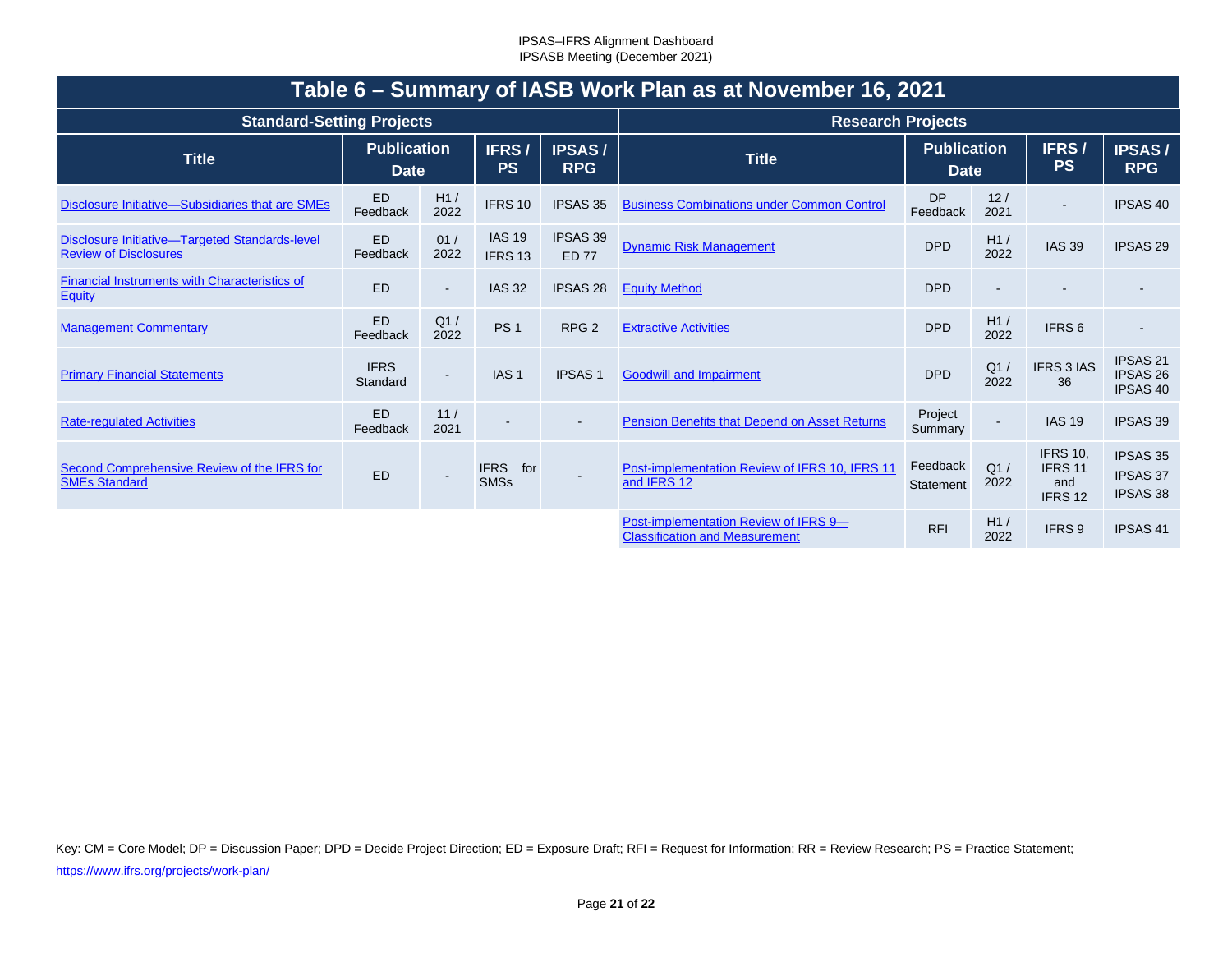## Table 6 – Summary of IASB Work Plan as at November 16, 2021

| Standard-Setting Projects | | | | | Research Projects | | | | |
|---|---|---|---|---|---|---|---|---|---|
| **Title** | **Publication Date** | | **IFRS / PS** | **IPSAS / RPG** | **Title** | **Publication Date** | | **IFRS / PS** | **IPSAS / RPG** |
| Disclosure Initiative—Subsidiaries that are SMEs | ED Feedback | H1 / 2022 | IFRS 10 | IPSAS 35 | Business Combinations under Common Control | DP Feedback | 12 / 2021 | - | IPSAS 40 |
| Disclosure Initiative—Targeted Standards-level Review of Disclosures | ED Feedback | 01 / 2022 | IAS 19 IFRS 13 | IPSAS 39 ED 77 | Dynamic Risk Management | DPD | H1 / 2022 | IAS 39 | IPSAS 29 |
| Financial Instruments with Characteristics of Equity | ED | - | IAS 32 | IPSAS 28 | Equity Method | DPD | - | - | - |
| Management Commentary | ED Feedback | Q1 / 2022 | PS 1 | RPG 2 | Extractive Activities | DPD | H1 / 2022 | IFRS 6 | - |
| Primary Financial Statements | IFRS Standard | - | IAS 1 | IPSAS 1 | Goodwill and Impairment | DPD | Q1 / 2022 | IFRS 3 IAS 36 | IPSAS 21 IPSAS 26 IPSAS 40 |
| Rate-regulated Activities | ED Feedback | 11 / 2021 | - | - | Pension Benefits that Depend on Asset Returns | Project Summary | - | IAS 19 | IPSAS 39 |
| Second Comprehensive Review of the IFRS for SMEs Standard | ED | - | IFRS for SMSs | - | Post-implementation Review of IFRS 10, IFRS 11 and IFRS 12 | Feedback Statement | Q1 / 2022 | IFRS 10, IFRS 11 and IFRS 12 | IPSAS 35 IPSAS 37 IPSAS 38 |
| | | | | | Post-implementation Review of IFRS 9—Classification and Measurement | RFI | H1 / 2022 | IFRS 9 | IPSAS 41 |

Key: CM = Core Model; DP = Discussion Paper; DPD = Decide Project Direction; ED = Exposure Draft; RFI = Request for Information; RR = Review Research; PS = Practice Statement;
https://www.ifrs.org/projects/work-plan/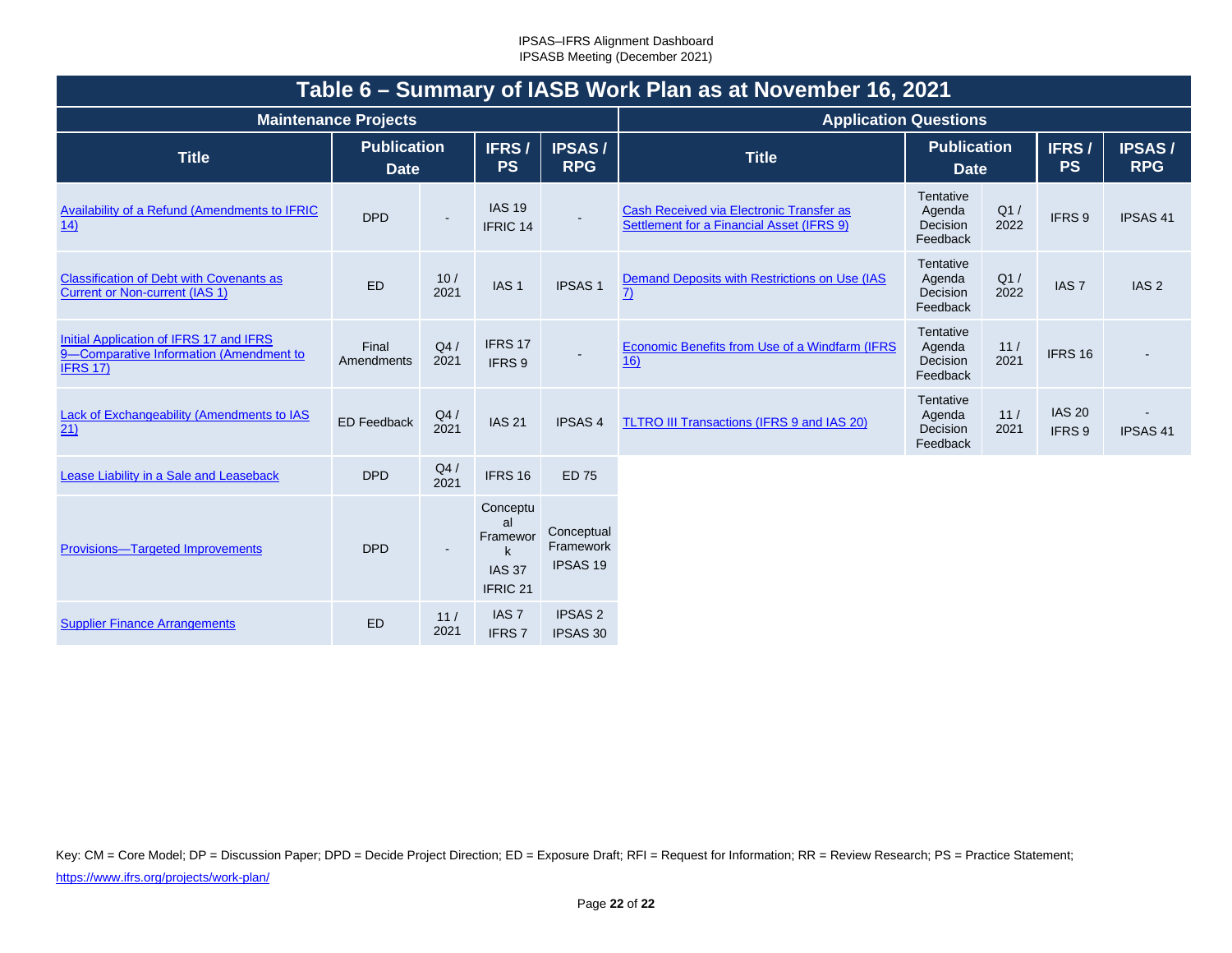## Table 6 – Summary of IASB Work Plan as at November 16, 2021

### Maintenance Projects

| Title | Publication Date | | IFRS / PS | IPSAS / RPG |
|---|---|---|---|---|
| Availability of a Refund (Amendments to IFRIC 14) | DPD | - | IAS 19<br>IFRIC 14 | - |
| Classification of Debt with Covenants as Current or Non-current (IAS 1) | ED | 10 / 2021 | IAS 1 | IPSAS 1 |
| Initial Application of IFRS 17 and IFRS 9—Comparative Information (Amendment to IFRS 17) | Final Amendments | Q4 / 2021 | IFRS 17<br>IFRS 9 | - |
| Lack of Exchangeability (Amendments to IAS 21) | ED Feedback | Q4 / 2021 | IAS 21 | IPSAS 4 |
| Lease Liability in a Sale and Leaseback | DPD | Q4 / 2021 | IFRS 16 | ED 75 |
| Provisions—Targeted Improvements | DPD | - | Conceptual Framework<br>IAS 37<br>IFRIC 21 | Conceptual Framework<br>IPSAS 19 |
| Supplier Finance Arrangements | ED | 11 / 2021 | IAS 7<br>IFRS 7 | IPSAS 2<br>IPSAS 30 |

### Application Questions

| Title | Publication Date | | IFRS / PS | IPSAS / RPG |
|---|---|---|---|---|
| Cash Received via Electronic Transfer as Settlement for a Financial Asset (IFRS 9) | Tentative Agenda Decision Feedback | Q1 / 2022 | IFRS 9 | IPSAS 41 |
| Demand Deposits with Restrictions on Use (IAS 7) | Tentative Agenda Decision Feedback | Q1 / 2022 | IAS 7 | IAS 2 |
| Economic Benefits from Use of a Windfarm (IFRS 16) | Tentative Agenda Decision Feedback | 11 / 2021 | IFRS 16 | - |
| TLTRO III Transactions (IFRS 9 and IAS 20) | Tentative Agenda Decision Feedback | 11 / 2021 | IAS 20<br>IFRS 9 | -<br>IPSAS 41 |

Key: CM = Core Model; DP = Discussion Paper; DPD = Decide Project Direction; ED = Exposure Draft; RFI = Request for Information; RR = Review Research; PS = Practice Statement;
https://www.ifrs.org/projects/work-plan/